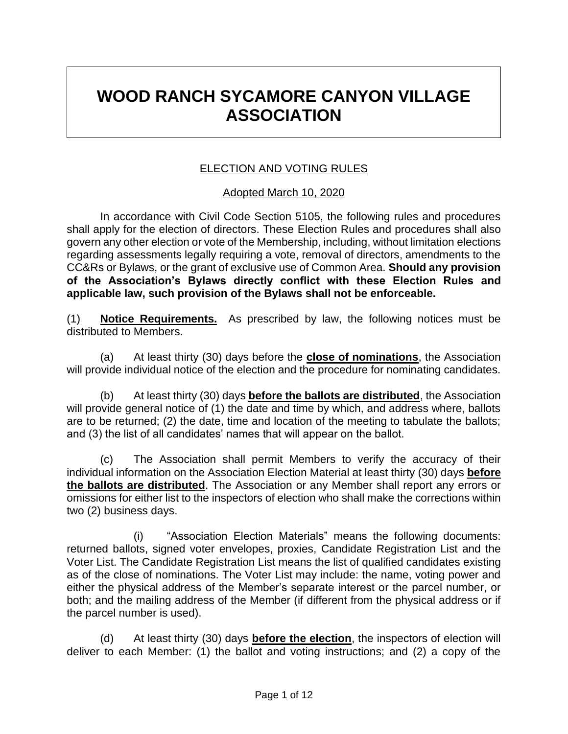# WOOD RANCH SYCAMORE CANYON VILLAGE ASSOCIATION

## ELECTION AND VOTING RULES

Adopted March 10, 2020

In accordance with Civil Code Section 5105, the following rules and procedures shall apply for the election of directors. These Election Rules and procedures shall also govern any other election or vote of the Membership, including, without limitation elections regarding assessments legally requiring a vote, removal of directors, amendments to the CC&Rs or Bylaws, or the grant of exclusive use of Common Area. **Should any provision of the Association's Bylaws directly conflict with these Election Rules and applicable law, such provision of the Bylaws shall not be enforceable.**

(1) **Notice Requirements.** As prescribed by law, the following notices must be distributed to Members.

(a) At least thirty (30) days before the **close of nominations**, the Association will provide individual notice of the election and the procedure for nominating candidates.

(b) At least thirty (30) days **before the ballots are distributed**, the Association will provide general notice of (1) the date and time by which, and address where, ballots are to be returned; (2) the date, time and location of the meeting to tabulate the ballots; and (3) the list of all candidates' names that will appear on the ballot.

(c) The Association shall permit Members to verify the accuracy of their individual information on the Association Election Material at least thirty (30) days **before the ballots are distributed**. The Association or any Member shall report any errors or omissions for either list to the inspectors of election who shall make the corrections within two (2) business days.

(i) "Association Election Materials" means the following documents: returned ballots, signed voter envelopes, proxies, Candidate Registration List and the Voter List. The Candidate Registration List means the list of qualified candidates existing as of the close of nominations. The Voter List may include: the name, voting power and either the physical address of the Member's separate interest or the parcel number, or both; and the mailing address of the Member (if different from the physical address or if the parcel number is used).

(d) At least thirty (30) days **before the election**, the inspectors of election will deliver to each Member: (1) the ballot and voting instructions; and (2) a copy of the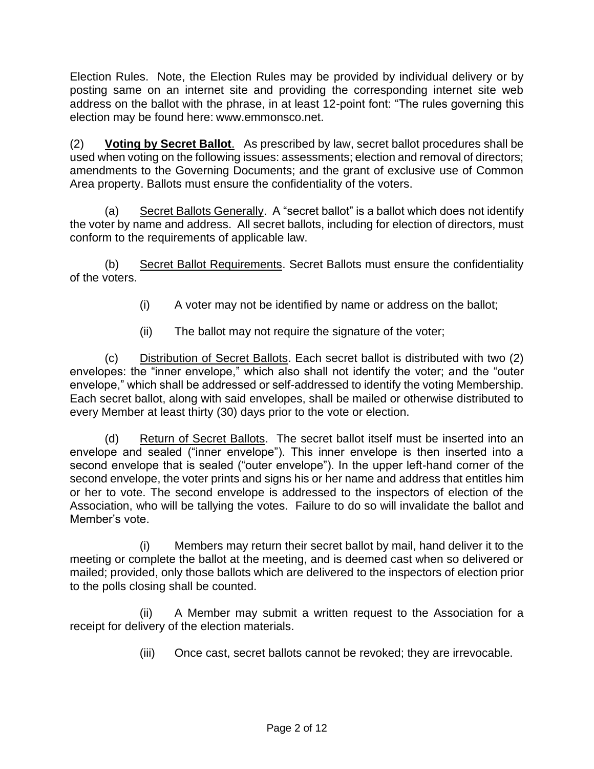Election Rules. Note, the Election Rules may be provided by individual delivery or by posting same on an internet site and providing the corresponding internet site web address on the ballot with the phrase, in at least 12-point font: "The rules governing this election may be found here: www.emmonsco.net.

(2) **<u>Voting by Secret Ballot</u>**. As prescribed by law, secret ballot procedures shall be used when voting on the following issues: assessments; election and removal of directors; amendments to the Governing Documents; and the grant of exclusive use of Common Area property. Ballots must ensure the confidentiality of the voters.

(a) <u>Secret Ballots Generally</u>. A "secret ballot" is a ballot which does not identify the voter by name and address. All secret ballots, including for election of directors, must conform to the requirements of applicable law.

(b) <u>Secret Ballot Requirements</u>. Secret Ballots must ensure the confidentiality of the voters.

(i) A voter may not be identified by name or address on the ballot;

(ii) The ballot may not require the signature of the voter;

(c) <u>Distribution of Secret Ballots</u>. Each secret ballot is distributed with two (2) envelopes: the "inner envelope," which also shall not identify the voter; and the "outer envelope," which shall be addressed or self-addressed to identify the voting Membership. Each secret ballot, along with said envelopes, shall be mailed or otherwise distributed to every Member at least thirty (30) days prior to the vote or election.

(d) <u>Return of Secret Ballots</u>. The secret ballot itself must be inserted into an envelope and sealed ("inner envelope"). This inner envelope is then inserted into a second envelope that is sealed ("outer envelope"). In the upper left-hand corner of the second envelope, the voter prints and signs his or her name and address that entitles him or her to vote. The second envelope is addressed to the inspectors of election of the Association, who will be tallying the votes. Failure to do so will invalidate the ballot and Member's vote.

(i) Members may return their secret ballot by mail, hand deliver it to the meeting or complete the ballot at the meeting, and is deemed cast when so delivered or mailed; provided, only those ballots which are delivered to the inspectors of election prior to the polls closing shall be counted.

(ii) A Member may submit a written request to the Association for a receipt for delivery of the election materials.

(iii) Once cast, secret ballots cannot be revoked; they are irrevocable.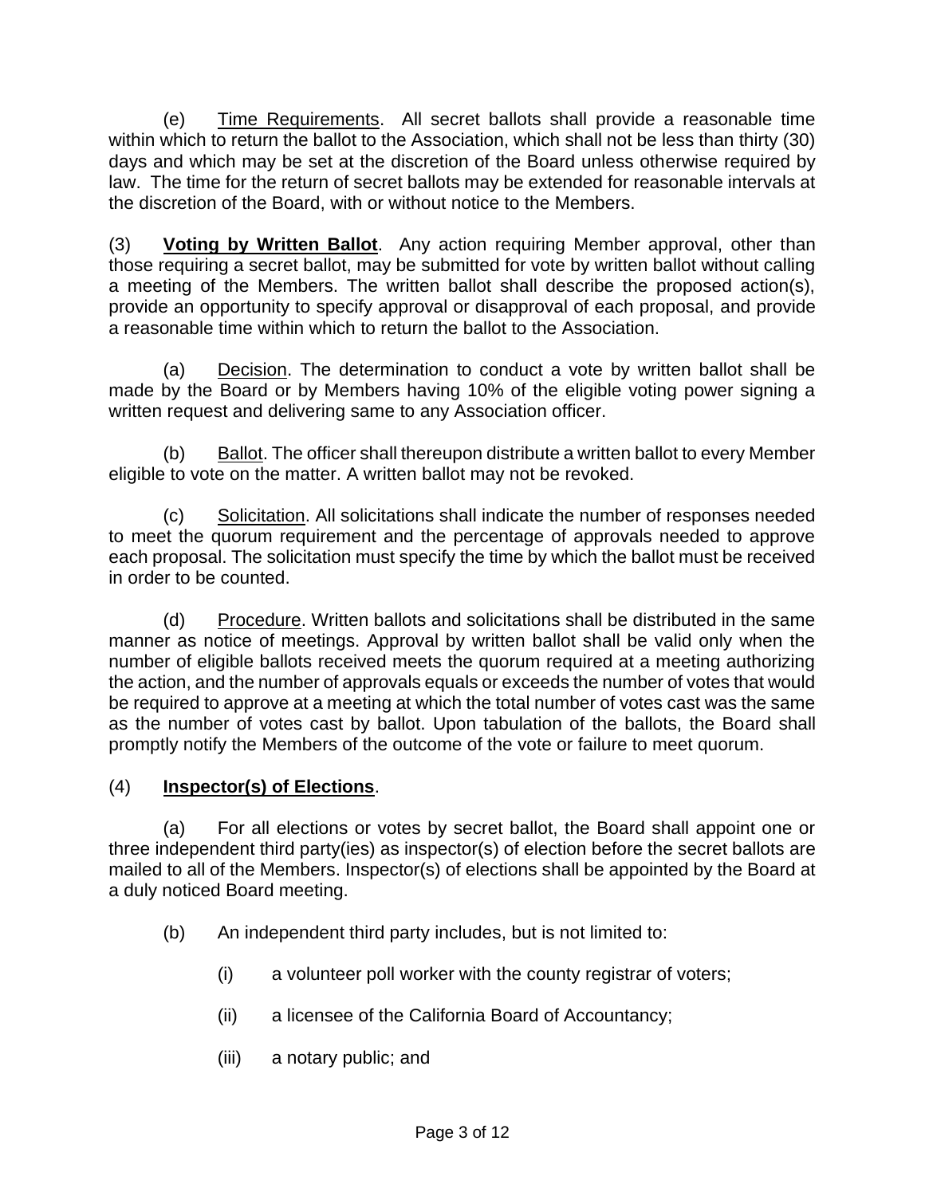(e) Time Requirements. All secret ballots shall provide a reasonable time within which to return the ballot to the Association, which shall not be less than thirty (30) days and which may be set at the discretion of the Board unless otherwise required by law. The time for the return of secret ballots may be extended for reasonable intervals at the discretion of the Board, with or without notice to the Members.

(3) **Voting by Written Ballot**. Any action requiring Member approval, other than those requiring a secret ballot, may be submitted for vote by written ballot without calling a meeting of the Members. The written ballot shall describe the proposed action(s), provide an opportunity to specify approval or disapproval of each proposal, and provide a reasonable time within which to return the ballot to the Association.

(a) Decision. The determination to conduct a vote by written ballot shall be made by the Board or by Members having 10% of the eligible voting power signing a written request and delivering same to any Association officer.

(b) Ballot. The officer shall thereupon distribute a written ballot to every Member eligible to vote on the matter. A written ballot may not be revoked.

(c) Solicitation. All solicitations shall indicate the number of responses needed to meet the quorum requirement and the percentage of approvals needed to approve each proposal. The solicitation must specify the time by which the ballot must be received in order to be counted.

(d) Procedure. Written ballots and solicitations shall be distributed in the same manner as notice of meetings. Approval by written ballot shall be valid only when the number of eligible ballots received meets the quorum required at a meeting authorizing the action, and the number of approvals equals or exceeds the number of votes that would be required to approve at a meeting at which the total number of votes cast was the same as the number of votes cast by ballot. Upon tabulation of the ballots, the Board shall promptly notify the Members of the outcome of the vote or failure to meet quorum.

(4) **Inspector(s) of Elections**.

(a) For all elections or votes by secret ballot, the Board shall appoint one or three independent third party(ies) as inspector(s) of election before the secret ballots are mailed to all of the Members. Inspector(s) of elections shall be appointed by the Board at a duly noticed Board meeting.

(b) An independent third party includes, but is not limited to:

(i) a volunteer poll worker with the county registrar of voters;

(ii) a licensee of the California Board of Accountancy;

(iii) a notary public; and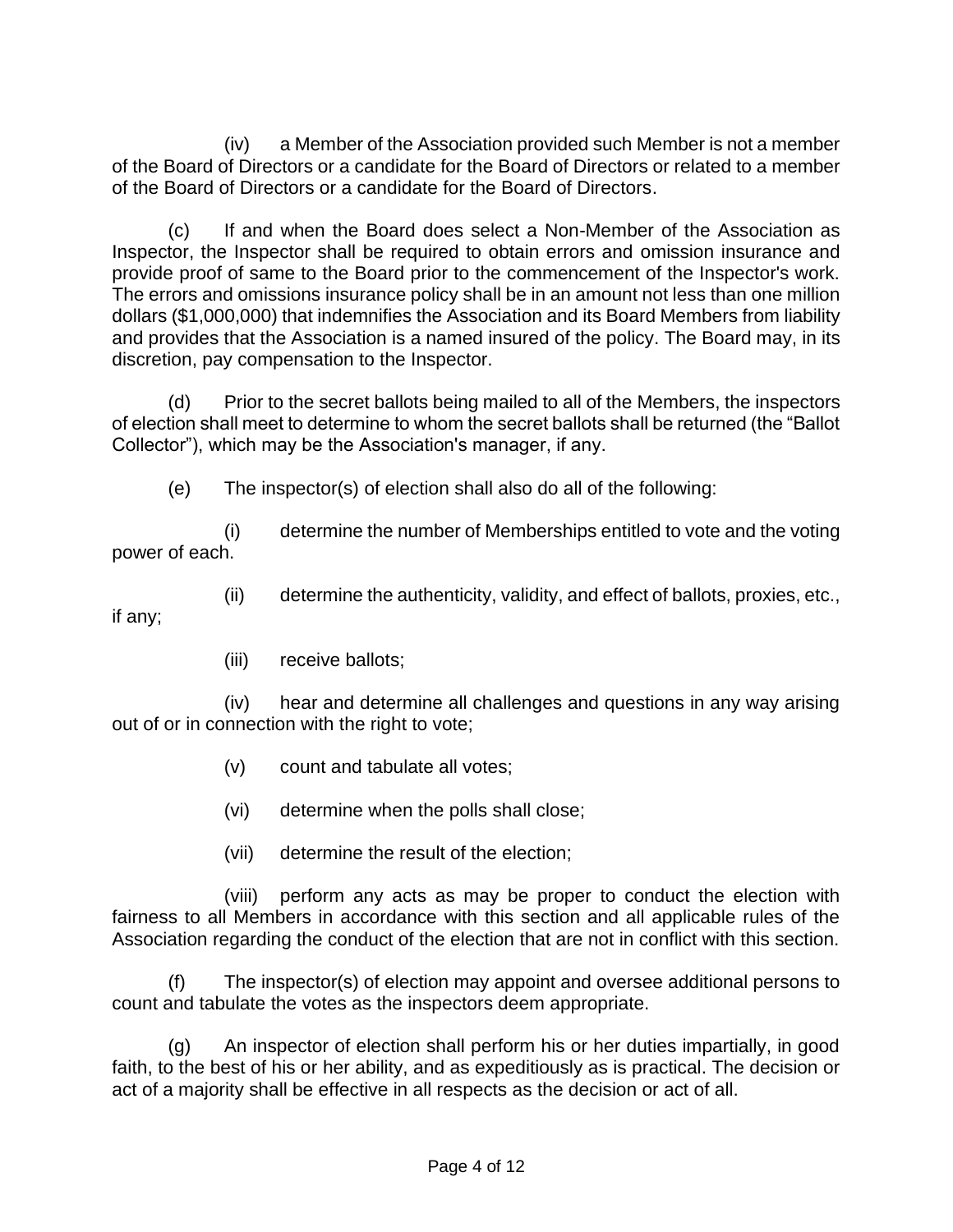(iv) a Member of the Association provided such Member is not a member of the Board of Directors or a candidate for the Board of Directors or related to a member of the Board of Directors or a candidate for the Board of Directors.

(c) If and when the Board does select a Non-Member of the Association as Inspector, the Inspector shall be required to obtain errors and omission insurance and provide proof of same to the Board prior to the commencement of the Inspector's work. The errors and omissions insurance policy shall be in an amount not less than one million dollars ($1,000,000) that indemnifies the Association and its Board Members from liability and provides that the Association is a named insured of the policy. The Board may, in its discretion, pay compensation to the Inspector.

(d) Prior to the secret ballots being mailed to all of the Members, the inspectors of election shall meet to determine to whom the secret ballots shall be returned (the "Ballot Collector"), which may be the Association's manager, if any.

(e) The inspector(s) of election shall also do all of the following:

(i) determine the number of Memberships entitled to vote and the voting power of each.

(ii) determine the authenticity, validity, and effect of ballots, proxies, etc., if any;

(iii) receive ballots;

(iv) hear and determine all challenges and questions in any way arising out of or in connection with the right to vote;

(v) count and tabulate all votes;

(vi) determine when the polls shall close;

(vii) determine the result of the election;

(viii) perform any acts as may be proper to conduct the election with fairness to all Members in accordance with this section and all applicable rules of the Association regarding the conduct of the election that are not in conflict with this section.

(f) The inspector(s) of election may appoint and oversee additional persons to count and tabulate the votes as the inspectors deem appropriate.

(g) An inspector of election shall perform his or her duties impartially, in good faith, to the best of his or her ability, and as expeditiously as is practical. The decision or act of a majority shall be effective in all respects as the decision or act of all.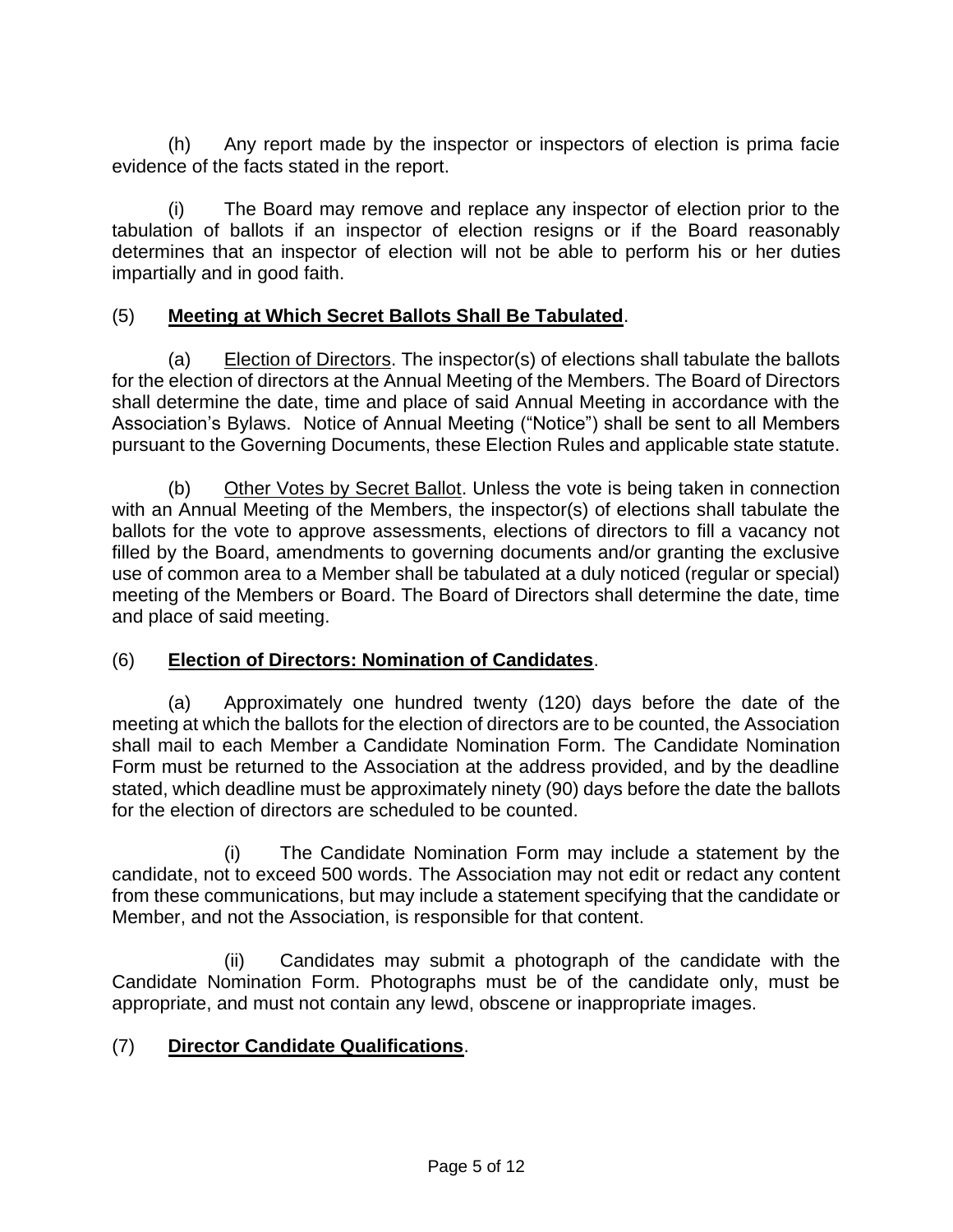(h) Any report made by the inspector or inspectors of election is prima facie evidence of the facts stated in the report.

(i) The Board may remove and replace any inspector of election prior to the tabulation of ballots if an inspector of election resigns or if the Board reasonably determines that an inspector of election will not be able to perform his or her duties impartially and in good faith.

(5) **Meeting at Which Secret Ballots Shall Be Tabulated**.

(a) Election of Directors. The inspector(s) of elections shall tabulate the ballots for the election of directors at the Annual Meeting of the Members. The Board of Directors shall determine the date, time and place of said Annual Meeting in accordance with the Association's Bylaws. Notice of Annual Meeting ("Notice") shall be sent to all Members pursuant to the Governing Documents, these Election Rules and applicable state statute.

(b) Other Votes by Secret Ballot. Unless the vote is being taken in connection with an Annual Meeting of the Members, the inspector(s) of elections shall tabulate the ballots for the vote to approve assessments, elections of directors to fill a vacancy not filled by the Board, amendments to governing documents and/or granting the exclusive use of common area to a Member shall be tabulated at a duly noticed (regular or special) meeting of the Members or Board. The Board of Directors shall determine the date, time and place of said meeting.

(6) **Election of Directors: Nomination of Candidates**.

(a) Approximately one hundred twenty (120) days before the date of the meeting at which the ballots for the election of directors are to be counted, the Association shall mail to each Member a Candidate Nomination Form. The Candidate Nomination Form must be returned to the Association at the address provided, and by the deadline stated, which deadline must be approximately ninety (90) days before the date the ballots for the election of directors are scheduled to be counted.

(i) The Candidate Nomination Form may include a statement by the candidate, not to exceed 500 words. The Association may not edit or redact any content from these communications, but may include a statement specifying that the candidate or Member, and not the Association, is responsible for that content.

(ii) Candidates may submit a photograph of the candidate with the Candidate Nomination Form. Photographs must be of the candidate only, must be appropriate, and must not contain any lewd, obscene or inappropriate images.

(7) **Director Candidate Qualifications**.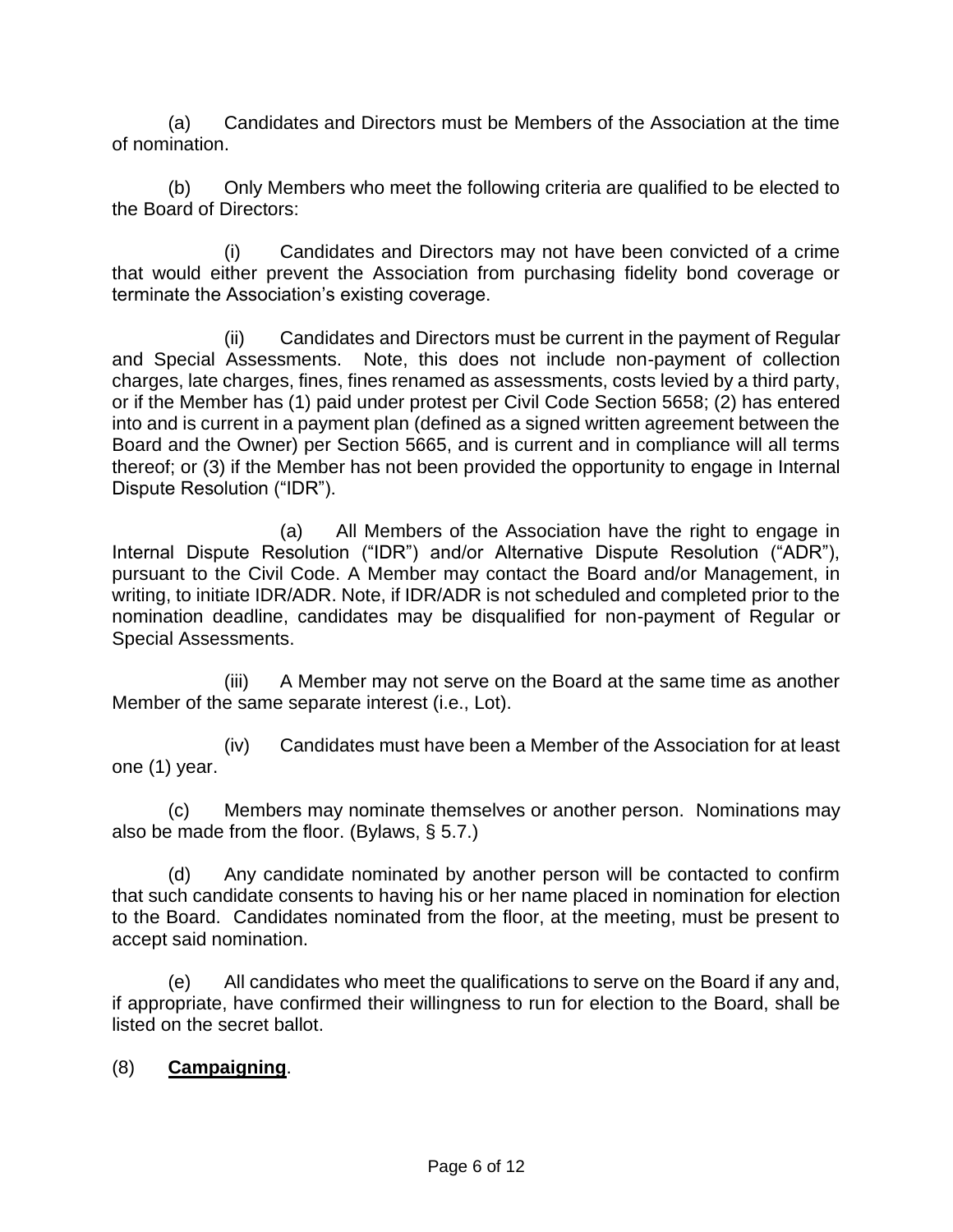(a) Candidates and Directors must be Members of the Association at the time of nomination.

(b) Only Members who meet the following criteria are qualified to be elected to the Board of Directors:

(i) Candidates and Directors may not have been convicted of a crime that would either prevent the Association from purchasing fidelity bond coverage or terminate the Association's existing coverage.

(ii) Candidates and Directors must be current in the payment of Regular and Special Assessments. Note, this does not include non-payment of collection charges, late charges, fines, fines renamed as assessments, costs levied by a third party, or if the Member has (1) paid under protest per Civil Code Section 5658; (2) has entered into and is current in a payment plan (defined as a signed written agreement between the Board and the Owner) per Section 5665, and is current and in compliance will all terms thereof; or (3) if the Member has not been provided the opportunity to engage in Internal Dispute Resolution ("IDR").

(a) All Members of the Association have the right to engage in Internal Dispute Resolution ("IDR") and/or Alternative Dispute Resolution ("ADR"), pursuant to the Civil Code. A Member may contact the Board and/or Management, in writing, to initiate IDR/ADR. Note, if IDR/ADR is not scheduled and completed prior to the nomination deadline, candidates may be disqualified for non-payment of Regular or Special Assessments.

(iii) A Member may not serve on the Board at the same time as another Member of the same separate interest (i.e., Lot).

(iv) Candidates must have been a Member of the Association for at least one (1) year.

(c) Members may nominate themselves or another person. Nominations may also be made from the floor. (Bylaws, § 5.7.)

(d) Any candidate nominated by another person will be contacted to confirm that such candidate consents to having his or her name placed in nomination for election to the Board. Candidates nominated from the floor, at the meeting, must be present to accept said nomination.

(e) All candidates who meet the qualifications to serve on the Board if any and, if appropriate, have confirmed their willingness to run for election to the Board, shall be listed on the secret ballot.

(8) **Campaigning**.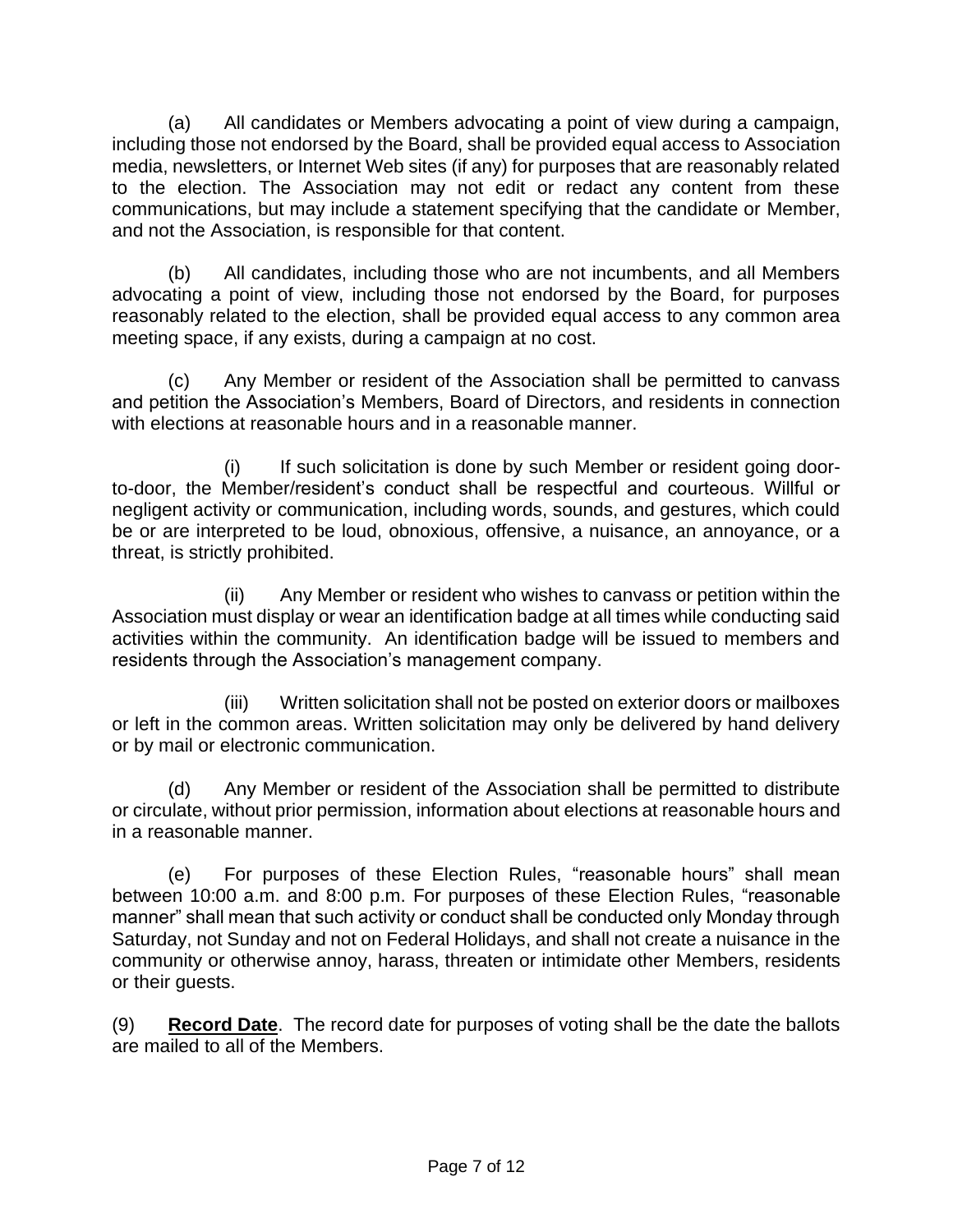(a) All candidates or Members advocating a point of view during a campaign, including those not endorsed by the Board, shall be provided equal access to Association media, newsletters, or Internet Web sites (if any) for purposes that are reasonably related to the election. The Association may not edit or redact any content from these communications, but may include a statement specifying that the candidate or Member, and not the Association, is responsible for that content.

(b) All candidates, including those who are not incumbents, and all Members advocating a point of view, including those not endorsed by the Board, for purposes reasonably related to the election, shall be provided equal access to any common area meeting space, if any exists, during a campaign at no cost.

(c) Any Member or resident of the Association shall be permitted to canvass and petition the Association's Members, Board of Directors, and residents in connection with elections at reasonable hours and in a reasonable manner.

(i) If such solicitation is done by such Member or resident going door-to-door, the Member/resident's conduct shall be respectful and courteous. Willful or negligent activity or communication, including words, sounds, and gestures, which could be or are interpreted to be loud, obnoxious, offensive, a nuisance, an annoyance, or a threat, is strictly prohibited.

(ii) Any Member or resident who wishes to canvass or petition within the Association must display or wear an identification badge at all times while conducting said activities within the community. An identification badge will be issued to members and residents through the Association's management company.

(iii) Written solicitation shall not be posted on exterior doors or mailboxes or left in the common areas. Written solicitation may only be delivered by hand delivery or by mail or electronic communication.

(d) Any Member or resident of the Association shall be permitted to distribute or circulate, without prior permission, information about elections at reasonable hours and in a reasonable manner.

(e) For purposes of these Election Rules, "reasonable hours" shall mean between 10:00 a.m. and 8:00 p.m. For purposes of these Election Rules, "reasonable manner" shall mean that such activity or conduct shall be conducted only Monday through Saturday, not Sunday and not on Federal Holidays, and shall not create a nuisance in the community or otherwise annoy, harass, threaten or intimidate other Members, residents or their guests.

(9) **Record Date**. The record date for purposes of voting shall be the date the ballots are mailed to all of the Members.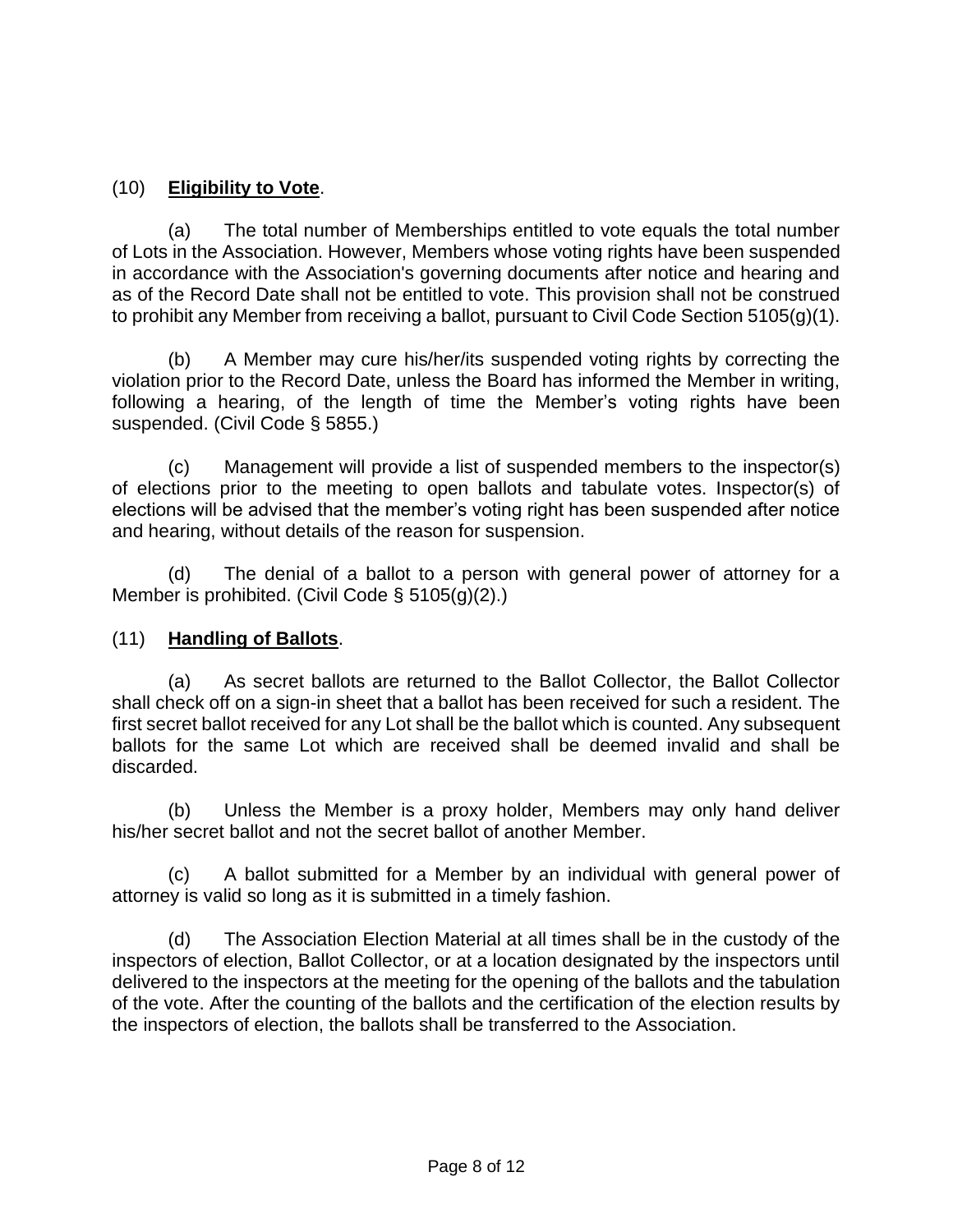(10) **Eligibility to Vote**.

(a) The total number of Memberships entitled to vote equals the total number of Lots in the Association. However, Members whose voting rights have been suspended in accordance with the Association's governing documents after notice and hearing and as of the Record Date shall not be entitled to vote. This provision shall not be construed to prohibit any Member from receiving a ballot, pursuant to Civil Code Section 5105(g)(1).

(b) A Member may cure his/her/its suspended voting rights by correcting the violation prior to the Record Date, unless the Board has informed the Member in writing, following a hearing, of the length of time the Member's voting rights have been suspended. (Civil Code § 5855.)

(c) Management will provide a list of suspended members to the inspector(s) of elections prior to the meeting to open ballots and tabulate votes. Inspector(s) of elections will be advised that the member's voting right has been suspended after notice and hearing, without details of the reason for suspension.

(d) The denial of a ballot to a person with general power of attorney for a Member is prohibited. (Civil Code § 5105(g)(2).)

(11) **Handling of Ballots**.

(a) As secret ballots are returned to the Ballot Collector, the Ballot Collector shall check off on a sign-in sheet that a ballot has been received for such a resident. The first secret ballot received for any Lot shall be the ballot which is counted. Any subsequent ballots for the same Lot which are received shall be deemed invalid and shall be discarded.

(b) Unless the Member is a proxy holder, Members may only hand deliver his/her secret ballot and not the secret ballot of another Member.

(c) A ballot submitted for a Member by an individual with general power of attorney is valid so long as it is submitted in a timely fashion.

(d) The Association Election Material at all times shall be in the custody of the inspectors of election, Ballot Collector, or at a location designated by the inspectors until delivered to the inspectors at the meeting for the opening of the ballots and the tabulation of the vote. After the counting of the ballots and the certification of the election results by the inspectors of election, the ballots shall be transferred to the Association.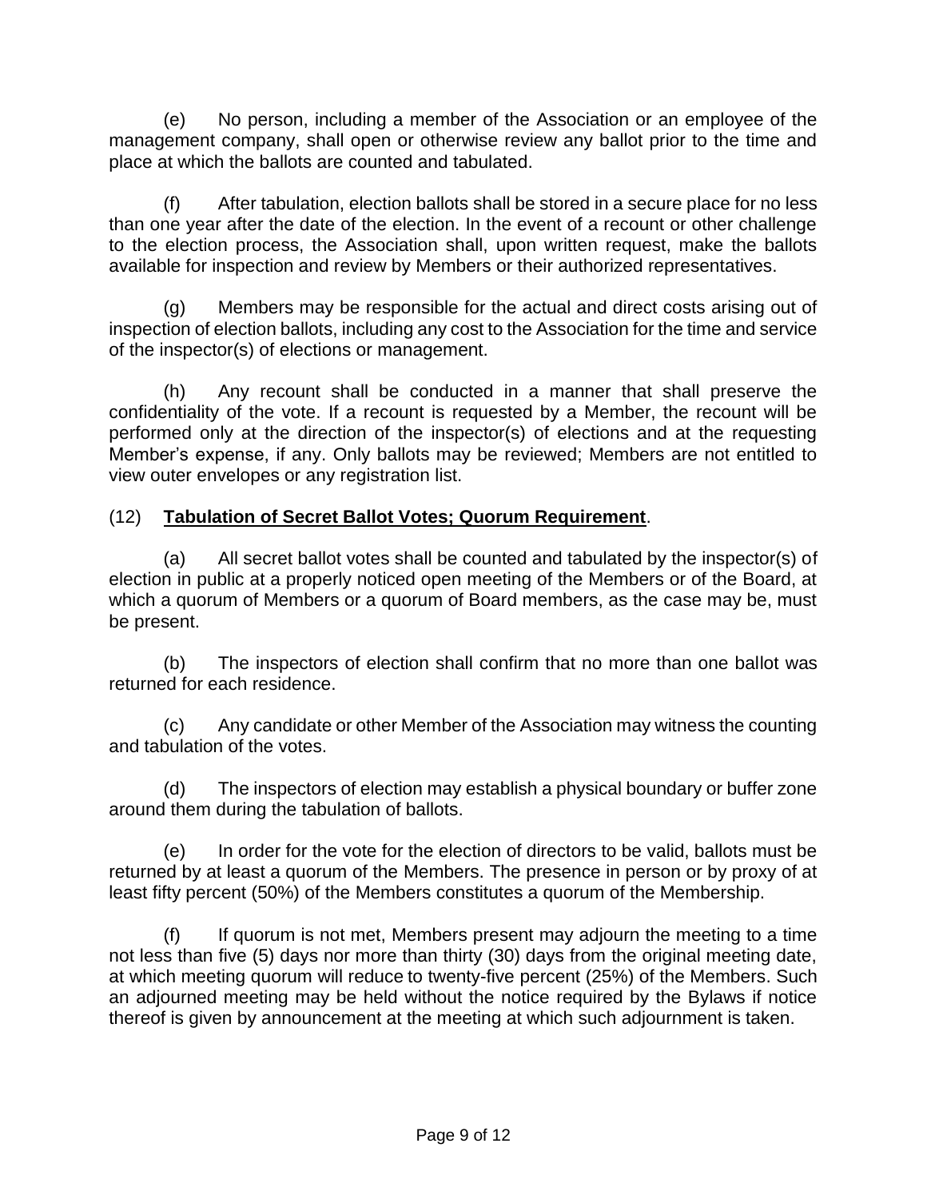(e) No person, including a member of the Association or an employee of the management company, shall open or otherwise review any ballot prior to the time and place at which the ballots are counted and tabulated.

(f) After tabulation, election ballots shall be stored in a secure place for no less than one year after the date of the election. In the event of a recount or other challenge to the election process, the Association shall, upon written request, make the ballots available for inspection and review by Members or their authorized representatives.

(g) Members may be responsible for the actual and direct costs arising out of inspection of election ballots, including any cost to the Association for the time and service of the inspector(s) of elections or management.

(h) Any recount shall be conducted in a manner that shall preserve the confidentiality of the vote. If a recount is requested by a Member, the recount will be performed only at the direction of the inspector(s) of elections and at the requesting Member's expense, if any. Only ballots may be reviewed; Members are not entitled to view outer envelopes or any registration list.

(12) **Tabulation of Secret Ballot Votes; Quorum Requirement**.

(a) All secret ballot votes shall be counted and tabulated by the inspector(s) of election in public at a properly noticed open meeting of the Members or of the Board, at which a quorum of Members or a quorum of Board members, as the case may be, must be present.

(b) The inspectors of election shall confirm that no more than one ballot was returned for each residence.

(c) Any candidate or other Member of the Association may witness the counting and tabulation of the votes.

(d) The inspectors of election may establish a physical boundary or buffer zone around them during the tabulation of ballots.

(e) In order for the vote for the election of directors to be valid, ballots must be returned by at least a quorum of the Members. The presence in person or by proxy of at least fifty percent (50%) of the Members constitutes a quorum of the Membership.

(f) If quorum is not met, Members present may adjourn the meeting to a time not less than five (5) days nor more than thirty (30) days from the original meeting date, at which meeting quorum will reduce to twenty-five percent (25%) of the Members. Such an adjourned meeting may be held without the notice required by the Bylaws if notice thereof is given by announcement at the meeting at which such adjournment is taken.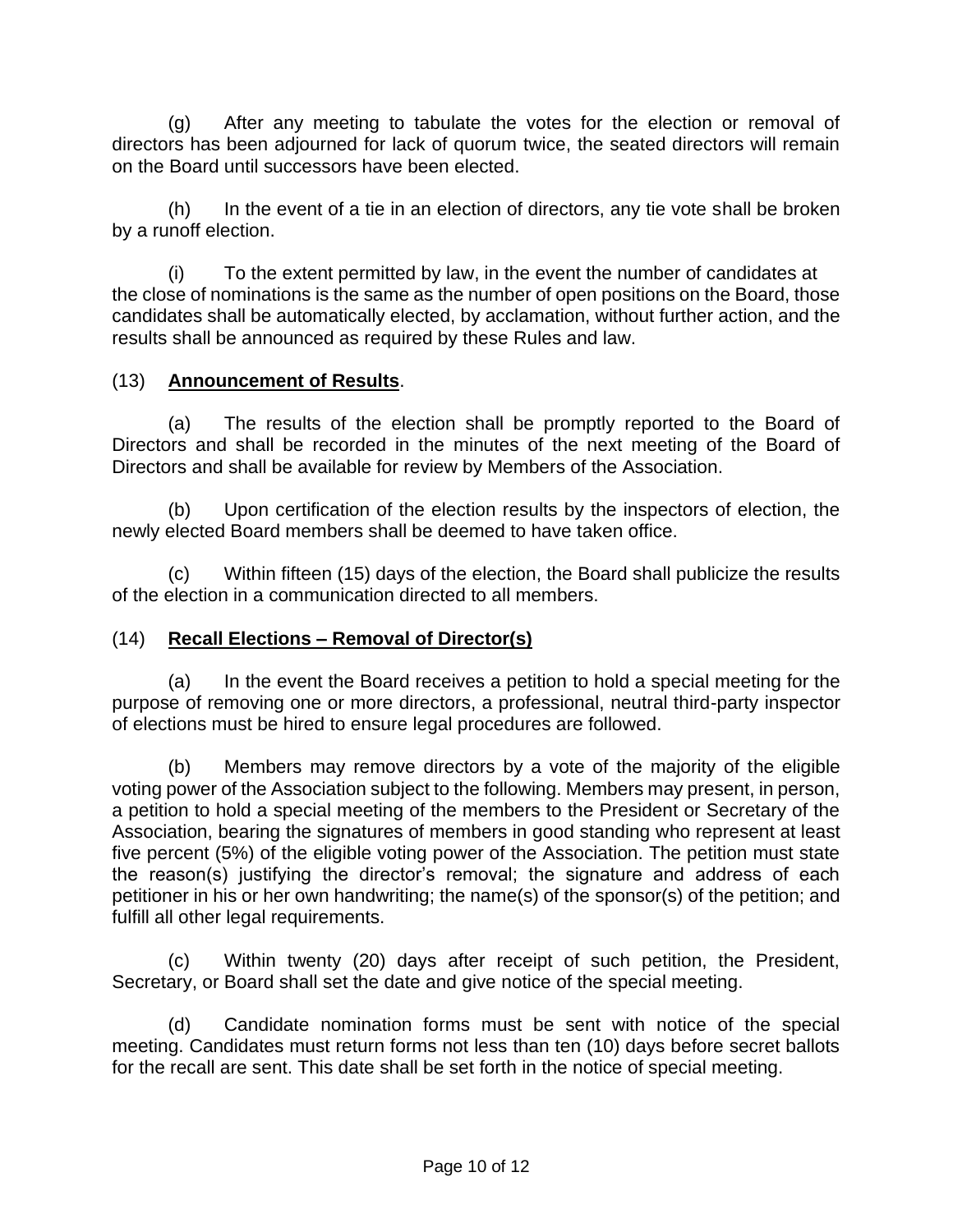(g) After any meeting to tabulate the votes for the election or removal of directors has been adjourned for lack of quorum twice, the seated directors will remain on the Board until successors have been elected.

(h) In the event of a tie in an election of directors, any tie vote shall be broken by a runoff election.

(i) To the extent permitted by law, in the event the number of candidates at the close of nominations is the same as the number of open positions on the Board, those candidates shall be automatically elected, by acclamation, without further action, and the results shall be announced as required by these Rules and law.

(13) **Announcement of Results**.

(a) The results of the election shall be promptly reported to the Board of Directors and shall be recorded in the minutes of the next meeting of the Board of Directors and shall be available for review by Members of the Association.

(b) Upon certification of the election results by the inspectors of election, the newly elected Board members shall be deemed to have taken office.

(c) Within fifteen (15) days of the election, the Board shall publicize the results of the election in a communication directed to all members.

(14) **Recall Elections – Removal of Director(s)**

(a) In the event the Board receives a petition to hold a special meeting for the purpose of removing one or more directors, a professional, neutral third-party inspector of elections must be hired to ensure legal procedures are followed.

(b) Members may remove directors by a vote of the majority of the eligible voting power of the Association subject to the following. Members may present, in person, a petition to hold a special meeting of the members to the President or Secretary of the Association, bearing the signatures of members in good standing who represent at least five percent (5%) of the eligible voting power of the Association. The petition must state the reason(s) justifying the director's removal; the signature and address of each petitioner in his or her own handwriting; the name(s) of the sponsor(s) of the petition; and fulfill all other legal requirements.

(c) Within twenty (20) days after receipt of such petition, the President, Secretary, or Board shall set the date and give notice of the special meeting.

(d) Candidate nomination forms must be sent with notice of the special meeting. Candidates must return forms not less than ten (10) days before secret ballots for the recall are sent. This date shall be set forth in the notice of special meeting.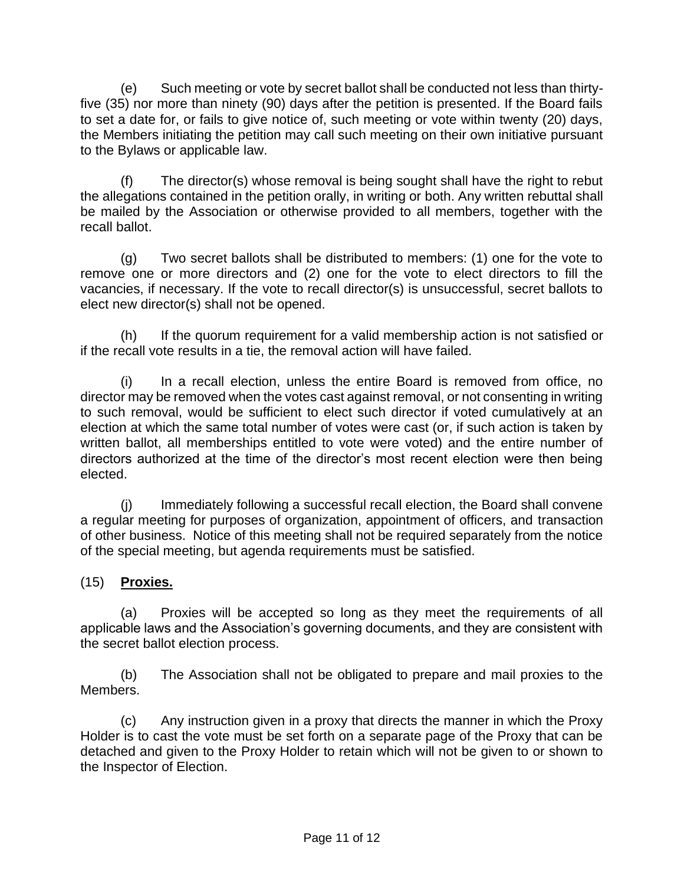(e) Such meeting or vote by secret ballot shall be conducted not less than thirty-five (35) nor more than ninety (90) days after the petition is presented. If the Board fails to set a date for, or fails to give notice of, such meeting or vote within twenty (20) days, the Members initiating the petition may call such meeting on their own initiative pursuant to the Bylaws or applicable law.

(f) The director(s) whose removal is being sought shall have the right to rebut the allegations contained in the petition orally, in writing or both. Any written rebuttal shall be mailed by the Association or otherwise provided to all members, together with the recall ballot.

(g) Two secret ballots shall be distributed to members: (1) one for the vote to remove one or more directors and (2) one for the vote to elect directors to fill the vacancies, if necessary. If the vote to recall director(s) is unsuccessful, secret ballots to elect new director(s) shall not be opened.

(h) If the quorum requirement for a valid membership action is not satisfied or if the recall vote results in a tie, the removal action will have failed.

(i) In a recall election, unless the entire Board is removed from office, no director may be removed when the votes cast against removal, or not consenting in writing to such removal, would be sufficient to elect such director if voted cumulatively at an election at which the same total number of votes were cast (or, if such action is taken by written ballot, all memberships entitled to vote were voted) and the entire number of directors authorized at the time of the director's most recent election were then being elected.

(j) Immediately following a successful recall election, the Board shall convene a regular meeting for purposes of organization, appointment of officers, and transaction of other business. Notice of this meeting shall not be required separately from the notice of the special meeting, but agenda requirements must be satisfied.

(15) **<u>Proxies.</u>**

(a) Proxies will be accepted so long as they meet the requirements of all applicable laws and the Association's governing documents, and they are consistent with the secret ballot election process.

(b) The Association shall not be obligated to prepare and mail proxies to the Members.

(c) Any instruction given in a proxy that directs the manner in which the Proxy Holder is to cast the vote must be set forth on a separate page of the Proxy that can be detached and given to the Proxy Holder to retain which will not be given to or shown to the Inspector of Election.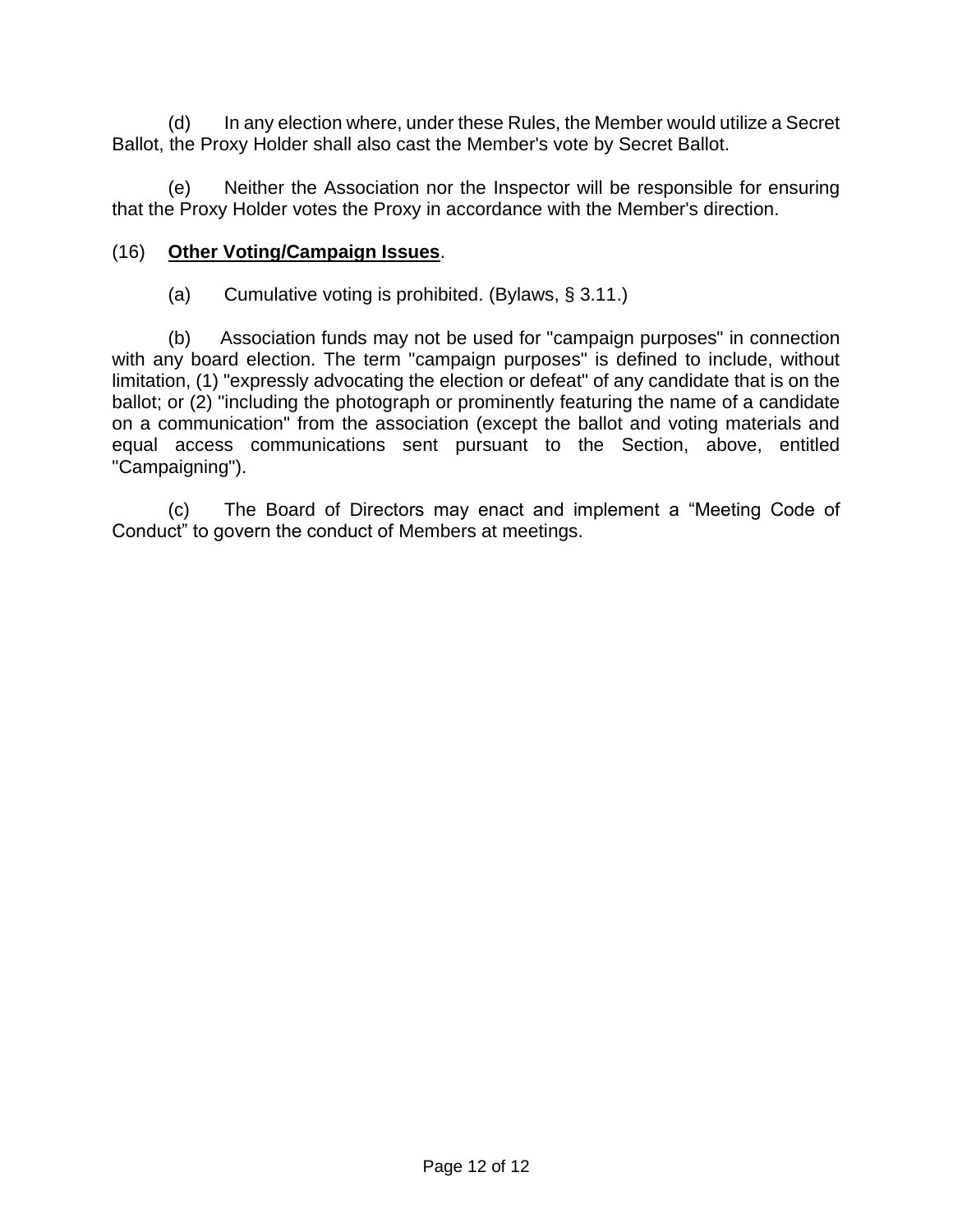(d) In any election where, under these Rules, the Member would utilize a Secret Ballot, the Proxy Holder shall also cast the Member's vote by Secret Ballot.

(e) Neither the Association nor the Inspector will be responsible for ensuring that the Proxy Holder votes the Proxy in accordance with the Member's direction.

(16) **Other Voting/Campaign Issues**.

(a) Cumulative voting is prohibited. (Bylaws, § 3.11.)

(b) Association funds may not be used for "campaign purposes" in connection with any board election. The term "campaign purposes" is defined to include, without limitation, (1) "expressly advocating the election or defeat" of any candidate that is on the ballot; or (2) "including the photograph or prominently featuring the name of a candidate on a communication" from the association (except the ballot and voting materials and equal access communications sent pursuant to the Section, above, entitled "Campaigning").

(c) The Board of Directors may enact and implement a “Meeting Code of Conduct” to govern the conduct of Members at meetings.